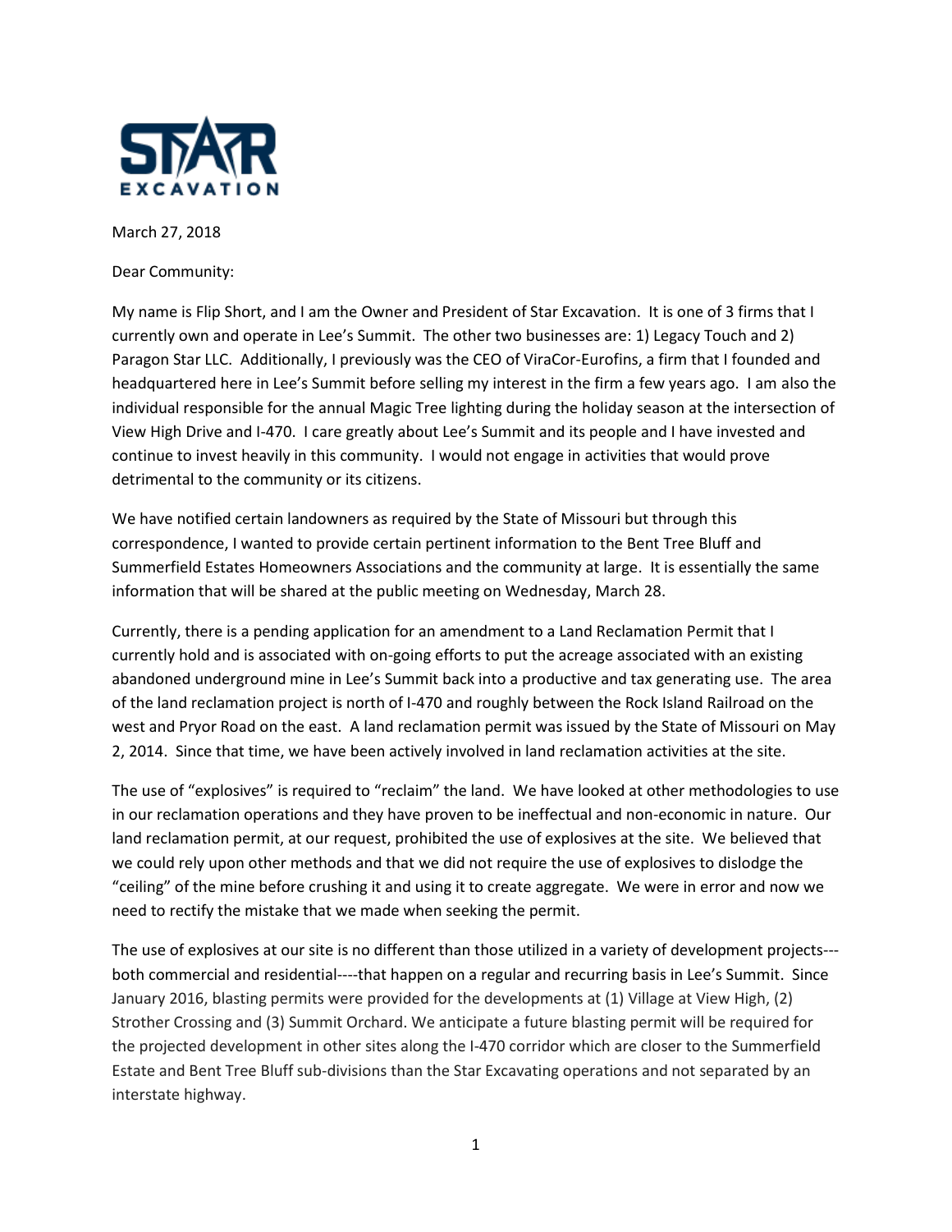STAR
EXCAVATION

March 27, 2018

Dear Community:

My name is Flip Short, and I am the Owner and President of Star Excavation. It is one of 3 firms that I currently own and operate in Lee's Summit. The other two businesses are: 1) Legacy Touch and 2) Paragon Star LLC. Additionally, I previously was the CEO of ViraCor-Eurofins, a firm that I founded and headquartered here in Lee's Summit before selling my interest in the firm a few years ago. I am also the individual responsible for the annual Magic Tree lighting during the holiday season at the intersection of View High Drive and I-470. I care greatly about Lee's Summit and its people and I have invested and continue to invest heavily in this community. I would not engage in activities that would prove detrimental to the community or its citizens.

We have notified certain landowners as required by the State of Missouri but through this correspondence, I wanted to provide certain pertinent information to the Bent Tree Bluff and Summerfield Estates Homeowners Associations and the community at large. It is essentially the same information that will be shared at the public meeting on Wednesday, March 28.

Currently, there is a pending application for an amendment to a Land Reclamation Permit that I currently hold and is associated with on-going efforts to put the acreage associated with an existing abandoned underground mine in Lee's Summit back into a productive and tax generating use. The area of the land reclamation project is north of I-470 and roughly between the Rock Island Railroad on the west and Pryor Road on the east. A land reclamation permit was issued by the State of Missouri on May 2, 2014. Since that time, we have been actively involved in land reclamation activities at the site.

The use of "explosives" is required to "reclaim" the land. We have looked at other methodologies to use in our reclamation operations and they have proven to be ineffectual and non-economic in nature. Our land reclamation permit, at our request, prohibited the use of explosives at the site. We believed that we could rely upon other methods and that we did not require the use of explosives to dislodge the "ceiling" of the mine before crushing it and using it to create aggregate. We were in error and now we need to rectify the mistake that we made when seeking the permit.

The use of explosives at our site is no different than those utilized in a variety of development projects---both commercial and residential----that happen on a regular and recurring basis in Lee's Summit. Since January 2016, blasting permits were provided for the developments at (1) Village at View High, (2) Strother Crossing and (3) Summit Orchard. We anticipate a future blasting permit will be required for the projected development in other sites along the I-470 corridor which are closer to the Summerfield Estate and Bent Tree Bluff sub-divisions than the Star Excavating operations and not separated by an interstate highway.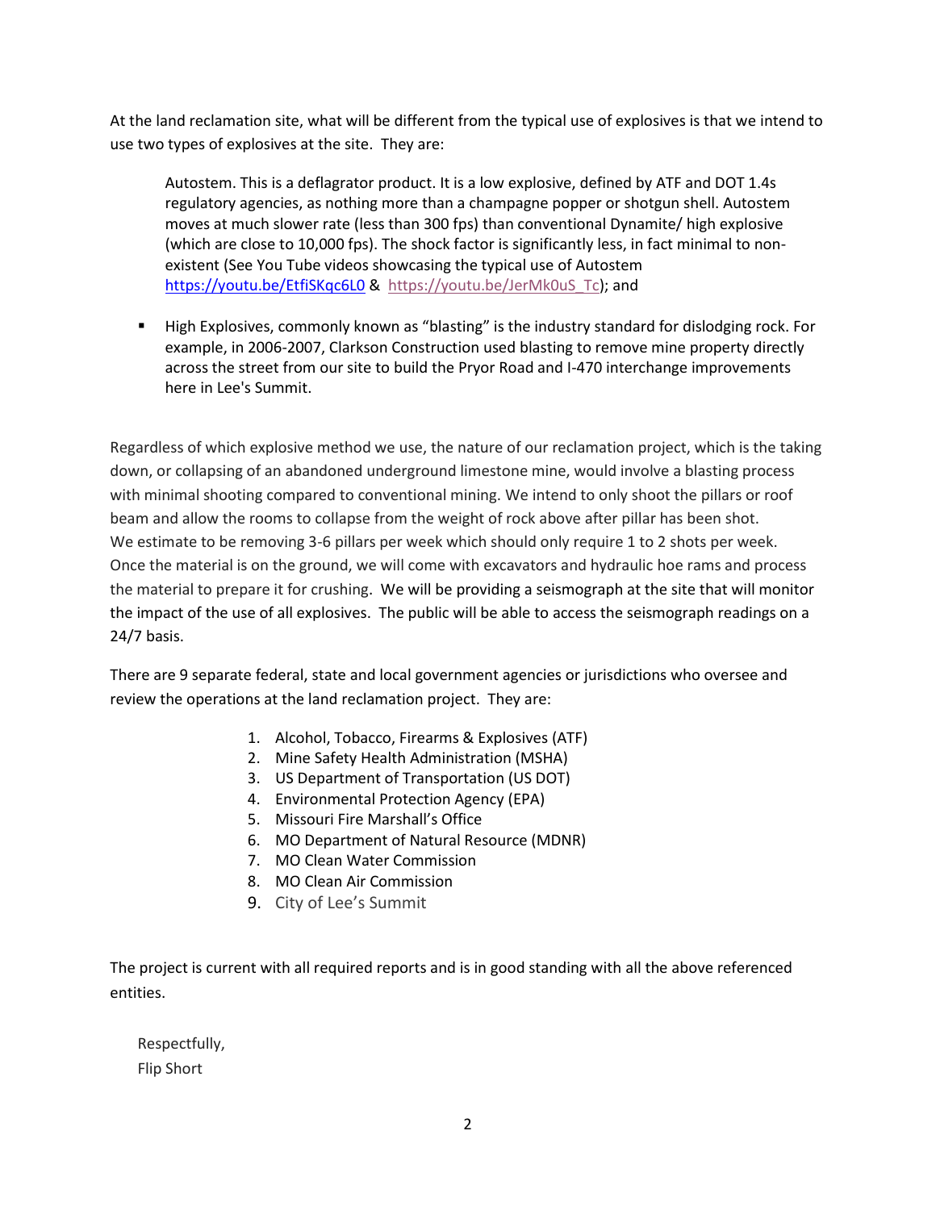At the land reclamation site, what will be different from the typical use of explosives is that we intend to use two types of explosives at the site. They are:

Autostem. This is a deflagrator product. It is a low explosive, defined by ATF and DOT 1.4s regulatory agencies, as nothing more than a champagne popper or shotgun shell. Autostem moves at much slower rate (less than 300 fps) than conventional Dynamite/ high explosive (which are close to 10,000 fps). The shock factor is significantly less, in fact minimal to non-existent (See You Tube videos showcasing the typical use of Autostem https://youtu.be/EtfiSKqc6L0 & https://youtu.be/JerMk0uS_Tc); and

- High Explosives, commonly known as "blasting" is the industry standard for dislodging rock. For example, in 2006-2007, Clarkson Construction used blasting to remove mine property directly across the street from our site to build the Pryor Road and I-470 interchange improvements here in Lee's Summit.

Regardless of which explosive method we use, the nature of our reclamation project, which is the taking down, or collapsing of an abandoned underground limestone mine, would involve a blasting process with minimal shooting compared to conventional mining. We intend to only shoot the pillars or roof beam and allow the rooms to collapse from the weight of rock above after pillar has been shot. We estimate to be removing 3-6 pillars per week which should only require 1 to 2 shots per week. Once the material is on the ground, we will come with excavators and hydraulic hoe rams and process the material to prepare it for crushing. We will be providing a seismograph at the site that will monitor the impact of the use of all explosives. The public will be able to access the seismograph readings on a 24/7 basis.

There are 9 separate federal, state and local government agencies or jurisdictions who oversee and review the operations at the land reclamation project. They are:

1. Alcohol, Tobacco, Firearms & Explosives (ATF)
2. Mine Safety Health Administration (MSHA)
3. US Department of Transportation (US DOT)
4. Environmental Protection Agency (EPA)
5. Missouri Fire Marshall's Office
6. MO Department of Natural Resource (MDNR)
7. MO Clean Water Commission
8. MO Clean Air Commission
9. City of Lee's Summit

The project is current with all required reports and is in good standing with all the above referenced entities.

Respectfully,
Flip Short